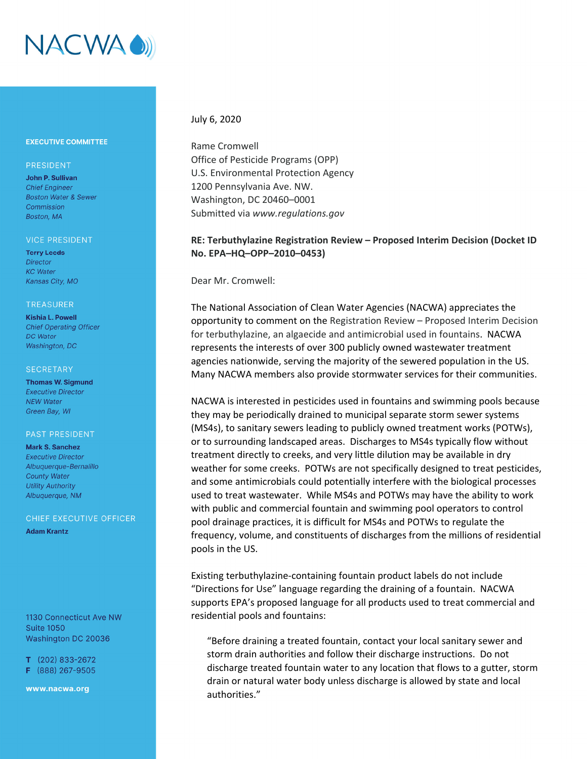NACWA

**EXECUTIVE COMMITTEE**

PRESIDENT

**John P. Sullivan**
*Chief Engineer*
*Boston Water & Sewer Commission*
*Boston, MA*

VICE PRESIDENT

**Terry Leeds**
*Director*
*KC Water*
*Kansas City, MO*

TREASURER

**Kishia L. Powell**
*Chief Operating Officer*
*DC Water*
*Washington, DC*

SECRETARY

**Thomas W. Sigmund**
*Executive Director*
*NEW Water*
*Green Bay, WI*

PAST PRESIDENT

**Mark S. Sanchez**
*Executive Director*
*Albuquerque-Bernalillo County Water Utility Authority*
*Albuquerque, NM*

CHIEF EXECUTIVE OFFICER

**Adam Krantz**

1130 Connecticut Ave NW
Suite 1050
Washington DC 20036

T (202) 833-2672
F (888) 267-9505

**www.nacwa.org**

---

July 6, 2020

Rame Cromwell
Office of Pesticide Programs (OPP)
U.S. Environmental Protection Agency
1200 Pennsylvania Ave. NW.
Washington, DC 20460–0001
Submitted via *www.regulations.gov*

**RE: Terbuthylazine Registration Review – Proposed Interim Decision (Docket ID No. EPA–HQ–OPP–2010–0453)**

Dear Mr. Cromwell:

The National Association of Clean Water Agencies (NACWA) appreciates the opportunity to comment on the Registration Review – Proposed Interim Decision for terbuthylazine, an algaecide and antimicrobial used in fountains. NACWA represents the interests of over 300 publicly owned wastewater treatment agencies nationwide, serving the majority of the sewered population in the US. Many NACWA members also provide stormwater services for their communities.

NACWA is interested in pesticides used in fountains and swimming pools because they may be periodically drained to municipal separate storm sewer systems (MS4s), to sanitary sewers leading to publicly owned treatment works (POTWs), or to surrounding landscaped areas. Discharges to MS4s typically flow without treatment directly to creeks, and very little dilution may be available in dry weather for some creeks. POTWs are not specifically designed to treat pesticides, and some antimicrobials could potentially interfere with the biological processes used to treat wastewater. While MS4s and POTWs may have the ability to work with public and commercial fountain and swimming pool operators to control pool drainage practices, it is difficult for MS4s and POTWs to regulate the frequency, volume, and constituents of discharges from the millions of residential pools in the US.

Existing terbuthylazine-containing fountain product labels do not include "Directions for Use" language regarding the draining of a fountain. NACWA supports EPA's proposed language for all products used to treat commercial and residential pools and fountains:

> "Before draining a treated fountain, contact your local sanitary sewer and storm drain authorities and follow their discharge instructions. Do not discharge treated fountain water to any location that flows to a gutter, storm drain or natural water body unless discharge is allowed by state and local authorities."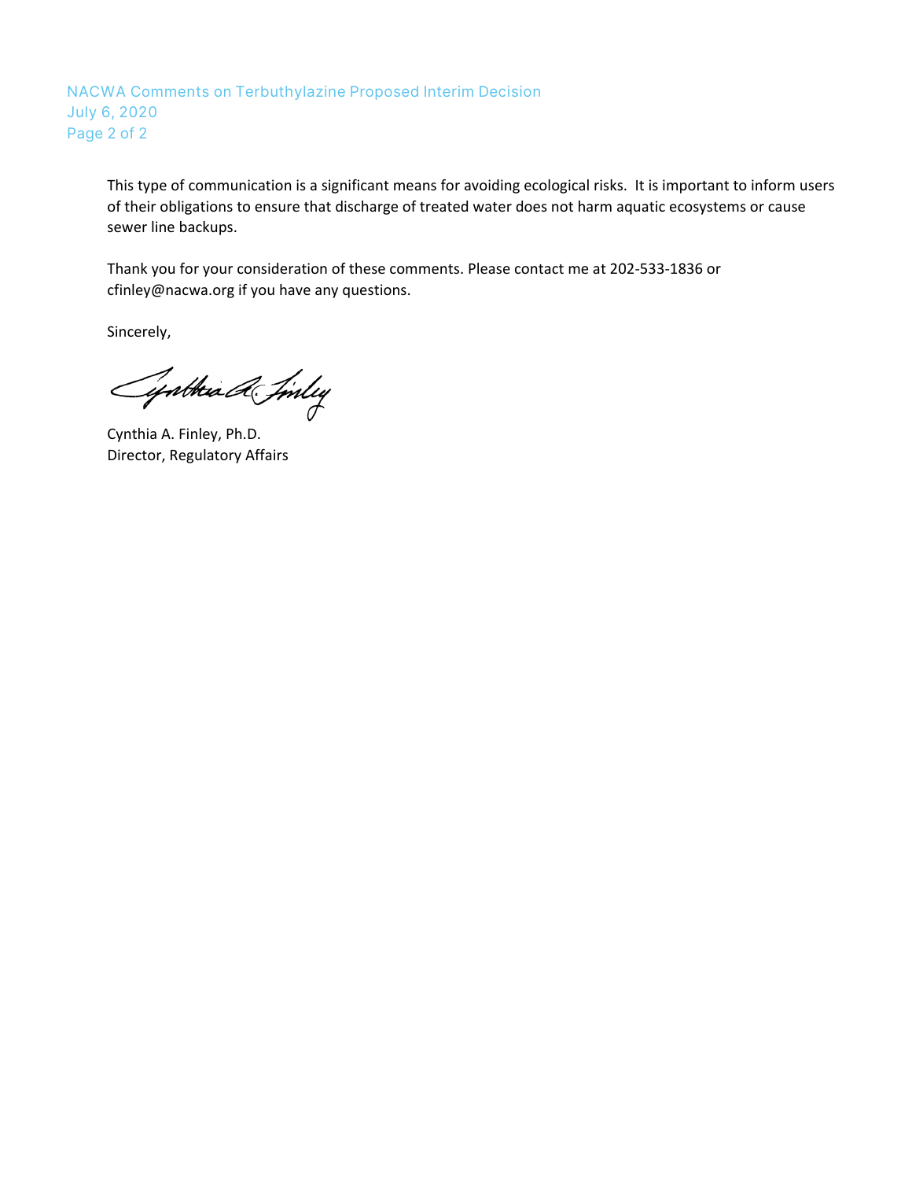This type of communication is a significant means for avoiding ecological risks. It is important to inform users of their obligations to ensure that discharge of treated water does not harm aquatic ecosystems or cause sewer line backups.

Thank you for your consideration of these comments. Please contact me at 202-533-1836 or cfinley@nacwa.org if you have any questions.

Sincerely,

Cynthia A. Finley, Ph.D.
Director, Regulatory Affairs